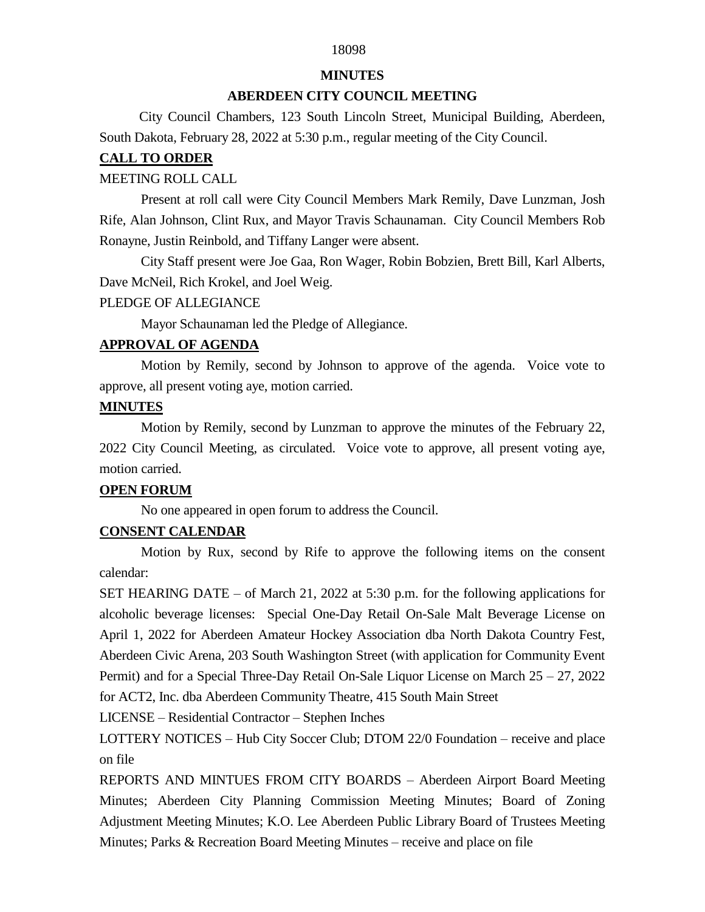**MINUTES**

**ABERDEEN CITY COUNCIL MEETING**

City Council Chambers, 123 South Lincoln Street, Municipal Building, Aberdeen, South Dakota, February 28, 2022 at 5:30 p.m., regular meeting of the City Council.

## CALL TO ORDER

MEETING ROLL CALL

Present at roll call were City Council Members Mark Remily, Dave Lunzman, Josh Rife, Alan Johnson, Clint Rux, and Mayor Travis Schaunaman. City Council Members Rob Ronayne, Justin Reinbold, and Tiffany Langer were absent.

City Staff present were Joe Gaa, Ron Wager, Robin Bobzien, Brett Bill, Karl Alberts, Dave McNeil, Rich Krokel, and Joel Weig.

PLEDGE OF ALLEGIANCE

Mayor Schaunaman led the Pledge of Allegiance.

## APPROVAL OF AGENDA

Motion by Remily, second by Johnson to approve of the agenda. Voice vote to approve, all present voting aye, motion carried.

## MINUTES

Motion by Remily, second by Lunzman to approve the minutes of the February 22, 2022 City Council Meeting, as circulated. Voice vote to approve, all present voting aye, motion carried.

## OPEN FORUM

No one appeared in open forum to address the Council.

## CONSENT CALENDAR

Motion by Rux, second by Rife to approve the following items on the consent calendar:

SET HEARING DATE – of March 21, 2022 at 5:30 p.m. for the following applications for alcoholic beverage licenses: Special One-Day Retail On-Sale Malt Beverage License on April 1, 2022 for Aberdeen Amateur Hockey Association dba North Dakota Country Fest, Aberdeen Civic Arena, 203 South Washington Street (with application for Community Event Permit) and for a Special Three-Day Retail On-Sale Liquor License on March 25 – 27, 2022 for ACT2, Inc. dba Aberdeen Community Theatre, 415 South Main Street

LICENSE – Residential Contractor – Stephen Inches

LOTTERY NOTICES – Hub City Soccer Club; DTOM 22/0 Foundation – receive and place on file

REPORTS AND MINTUES FROM CITY BOARDS – Aberdeen Airport Board Meeting Minutes; Aberdeen City Planning Commission Meeting Minutes; Board of Zoning Adjustment Meeting Minutes; K.O. Lee Aberdeen Public Library Board of Trustees Meeting Minutes; Parks & Recreation Board Meeting Minutes – receive and place on file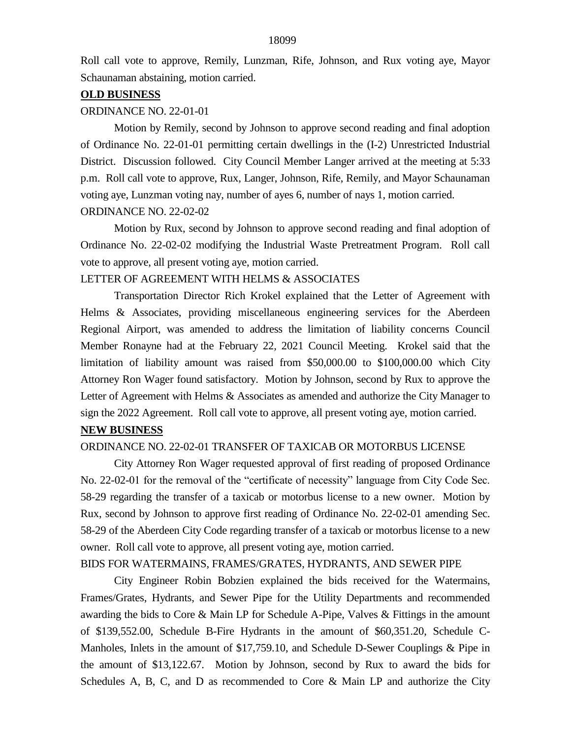Roll call vote to approve, Remily, Lunzman, Rife, Johnson, and Rux voting aye, Mayor Schaunaman abstaining, motion carried.

**OLD BUSINESS**

ORDINANCE NO. 22-01-01

Motion by Remily, second by Johnson to approve second reading and final adoption of Ordinance No. 22-01-01 permitting certain dwellings in the (I-2) Unrestricted Industrial District. Discussion followed. City Council Member Langer arrived at the meeting at 5:33 p.m. Roll call vote to approve, Rux, Langer, Johnson, Rife, Remily, and Mayor Schaunaman voting aye, Lunzman voting nay, number of ayes 6, number of nays 1, motion carried.

ORDINANCE NO. 22-02-02

Motion by Rux, second by Johnson to approve second reading and final adoption of Ordinance No. 22-02-02 modifying the Industrial Waste Pretreatment Program. Roll call vote to approve, all present voting aye, motion carried.

LETTER OF AGREEMENT WITH HELMS & ASSOCIATES

Transportation Director Rich Krokel explained that the Letter of Agreement with Helms & Associates, providing miscellaneous engineering services for the Aberdeen Regional Airport, was amended to address the limitation of liability concerns Council Member Ronayne had at the February 22, 2021 Council Meeting. Krokel said that the limitation of liability amount was raised from $50,000.00 to $100,000.00 which City Attorney Ron Wager found satisfactory. Motion by Johnson, second by Rux to approve the Letter of Agreement with Helms & Associates as amended and authorize the City Manager to sign the 2022 Agreement. Roll call vote to approve, all present voting aye, motion carried.

**NEW BUSINESS**

ORDINANCE NO. 22-02-01 TRANSFER OF TAXICAB OR MOTORBUS LICENSE

City Attorney Ron Wager requested approval of first reading of proposed Ordinance No. 22-02-01 for the removal of the "certificate of necessity" language from City Code Sec. 58-29 regarding the transfer of a taxicab or motorbus license to a new owner. Motion by Rux, second by Johnson to approve first reading of Ordinance No. 22-02-01 amending Sec. 58-29 of the Aberdeen City Code regarding transfer of a taxicab or motorbus license to a new owner. Roll call vote to approve, all present voting aye, motion carried.

BIDS FOR WATERMAINS, FRAMES/GRATES, HYDRANTS, AND SEWER PIPE

City Engineer Robin Bobzien explained the bids received for the Watermains, Frames/Grates, Hydrants, and Sewer Pipe for the Utility Departments and recommended awarding the bids to Core & Main LP for Schedule A-Pipe, Valves & Fittings in the amount of $139,552.00, Schedule B-Fire Hydrants in the amount of $60,351.20, Schedule C-Manholes, Inlets in the amount of $17,759.10, and Schedule D-Sewer Couplings & Pipe in the amount of $13,122.67. Motion by Johnson, second by Rux to award the bids for Schedules A, B, C, and D as recommended to Core & Main LP and authorize the City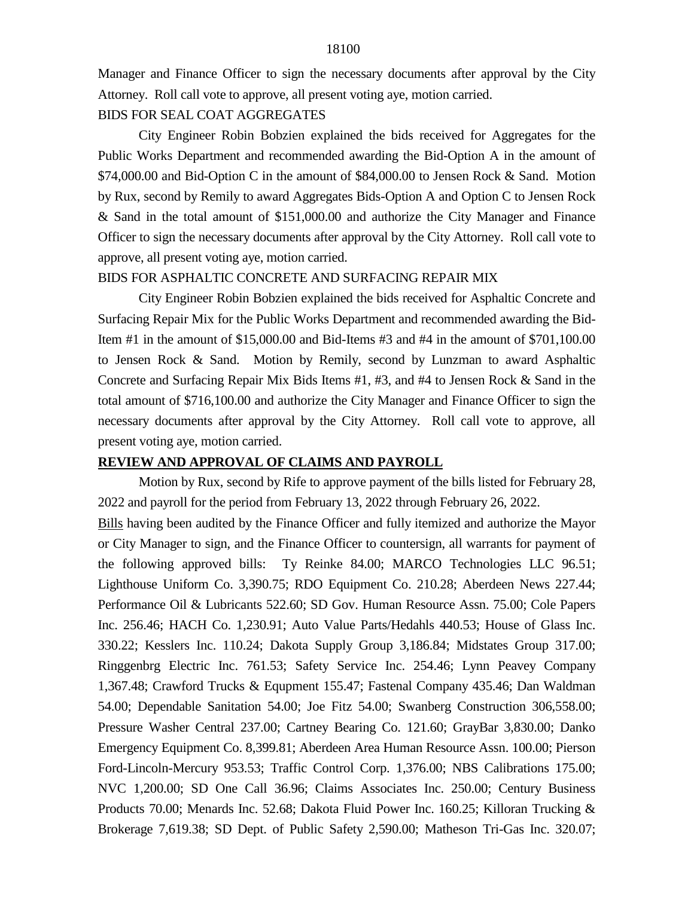Manager and Finance Officer to sign the necessary documents after approval by the City Attorney. Roll call vote to approve, all present voting aye, motion carried.

BIDS FOR SEAL COAT AGGREGATES

City Engineer Robin Bobzien explained the bids received for Aggregates for the Public Works Department and recommended awarding the Bid-Option A in the amount of $74,000.00 and Bid-Option C in the amount of $84,000.00 to Jensen Rock & Sand. Motion by Rux, second by Remily to award Aggregates Bids-Option A and Option C to Jensen Rock & Sand in the total amount of $151,000.00 and authorize the City Manager and Finance Officer to sign the necessary documents after approval by the City Attorney. Roll call vote to approve, all present voting aye, motion carried.

BIDS FOR ASPHALTIC CONCRETE AND SURFACING REPAIR MIX

City Engineer Robin Bobzien explained the bids received for Asphaltic Concrete and Surfacing Repair Mix for the Public Works Department and recommended awarding the Bid-Item #1 in the amount of $15,000.00 and Bid-Items #3 and #4 in the amount of $701,100.00 to Jensen Rock & Sand. Motion by Remily, second by Lunzman to award Asphaltic Concrete and Surfacing Repair Mix Bids Items #1, #3, and #4 to Jensen Rock & Sand in the total amount of $716,100.00 and authorize the City Manager and Finance Officer to sign the necessary documents after approval by the City Attorney. Roll call vote to approve, all present voting aye, motion carried.

**REVIEW AND APPROVAL OF CLAIMS AND PAYROLL**

Motion by Rux, second by Rife to approve payment of the bills listed for February 28, 2022 and payroll for the period from February 13, 2022 through February 26, 2022.

Bills having been audited by the Finance Officer and fully itemized and authorize the Mayor or City Manager to sign, and the Finance Officer to countersign, all warrants for payment of the following approved bills: Ty Reinke 84.00; MARCO Technologies LLC 96.51; Lighthouse Uniform Co. 3,390.75; RDO Equipment Co. 210.28; Aberdeen News 227.44; Performance Oil & Lubricants 522.60; SD Gov. Human Resource Assn. 75.00; Cole Papers Inc. 256.46; HACH Co. 1,230.91; Auto Value Parts/Hedahls 440.53; House of Glass Inc. 330.22; Kesslers Inc. 110.24; Dakota Supply Group 3,186.84; Midstates Group 317.00; Ringgenbrg Electric Inc. 761.53; Safety Service Inc. 254.46; Lynn Peavey Company 1,367.48; Crawford Trucks & Equpment 155.47; Fastenal Company 435.46; Dan Waldman 54.00; Dependable Sanitation 54.00; Joe Fitz 54.00; Swanberg Construction 306,558.00; Pressure Washer Central 237.00; Cartney Bearing Co. 121.60; GrayBar 3,830.00; Danko Emergency Equipment Co. 8,399.81; Aberdeen Area Human Resource Assn. 100.00; Pierson Ford-Lincoln-Mercury 953.53; Traffic Control Corp. 1,376.00; NBS Calibrations 175.00; NVC 1,200.00; SD One Call 36.96; Claims Associates Inc. 250.00; Century Business Products 70.00; Menards Inc. 52.68; Dakota Fluid Power Inc. 160.25; Killoran Trucking & Brokerage 7,619.38; SD Dept. of Public Safety 2,590.00; Matheson Tri-Gas Inc. 320.07;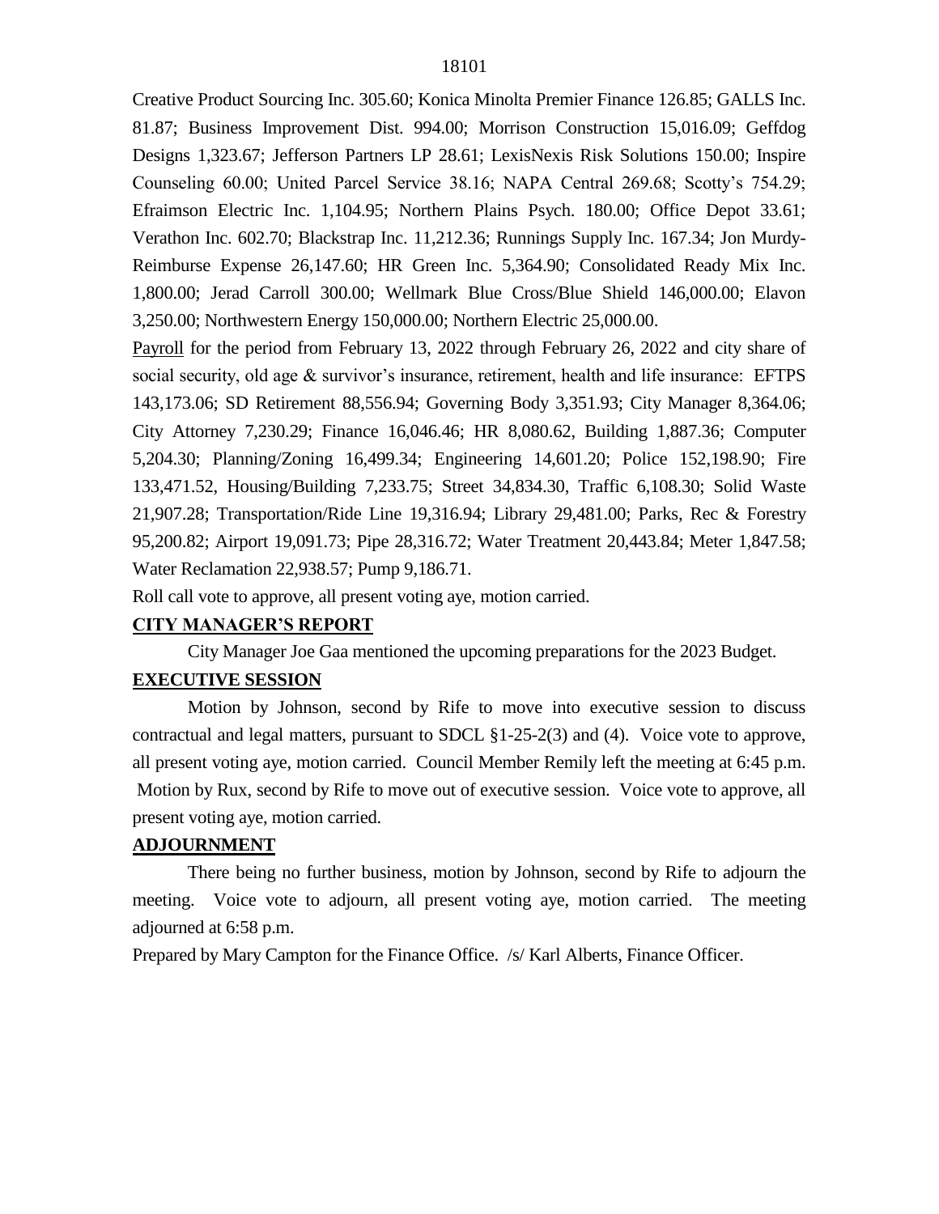Creative Product Sourcing Inc. 305.60; Konica Minolta Premier Finance 126.85; GALLS Inc. 81.87; Business Improvement Dist. 994.00; Morrison Construction 15,016.09; Geffdog Designs 1,323.67; Jefferson Partners LP 28.61; LexisNexis Risk Solutions 150.00; Inspire Counseling 60.00; United Parcel Service 38.16; NAPA Central 269.68; Scotty's 754.29; Efraimson Electric Inc. 1,104.95; Northern Plains Psych. 180.00; Office Depot 33.61; Verathon Inc. 602.70; Blackstrap Inc. 11,212.36; Runnings Supply Inc. 167.34; Jon Murdy-Reimburse Expense 26,147.60; HR Green Inc. 5,364.90; Consolidated Ready Mix Inc. 1,800.00; Jerad Carroll 300.00; Wellmark Blue Cross/Blue Shield 146,000.00; Elavon 3,250.00; Northwestern Energy 150,000.00; Northern Electric 25,000.00.

Payroll for the period from February 13, 2022 through February 26, 2022 and city share of social security, old age & survivor's insurance, retirement, health and life insurance: EFTPS 143,173.06; SD Retirement 88,556.94; Governing Body 3,351.93; City Manager 8,364.06; City Attorney 7,230.29; Finance 16,046.46; HR 8,080.62, Building 1,887.36; Computer 5,204.30; Planning/Zoning 16,499.34; Engineering 14,601.20; Police 152,198.90; Fire 133,471.52, Housing/Building 7,233.75; Street 34,834.30, Traffic 6,108.30; Solid Waste 21,907.28; Transportation/Ride Line 19,316.94; Library 29,481.00; Parks, Rec & Forestry 95,200.82; Airport 19,091.73; Pipe 28,316.72; Water Treatment 20,443.84; Meter 1,847.58; Water Reclamation 22,938.57; Pump 9,186.71.

Roll call vote to approve, all present voting aye, motion carried.

**CITY MANAGER'S REPORT**

City Manager Joe Gaa mentioned the upcoming preparations for the 2023 Budget.

**EXECUTIVE SESSION**

Motion by Johnson, second by Rife to move into executive session to discuss contractual and legal matters, pursuant to SDCL §1-25-2(3) and (4). Voice vote to approve, all present voting aye, motion carried. Council Member Remily left the meeting at 6:45 p.m. Motion by Rux, second by Rife to move out of executive session. Voice vote to approve, all present voting aye, motion carried.

**ADJOURNMENT**

There being no further business, motion by Johnson, second by Rife to adjourn the meeting. Voice vote to adjourn, all present voting aye, motion carried. The meeting adjourned at 6:58 p.m.

Prepared by Mary Campton for the Finance Office. /s/ Karl Alberts, Finance Officer.